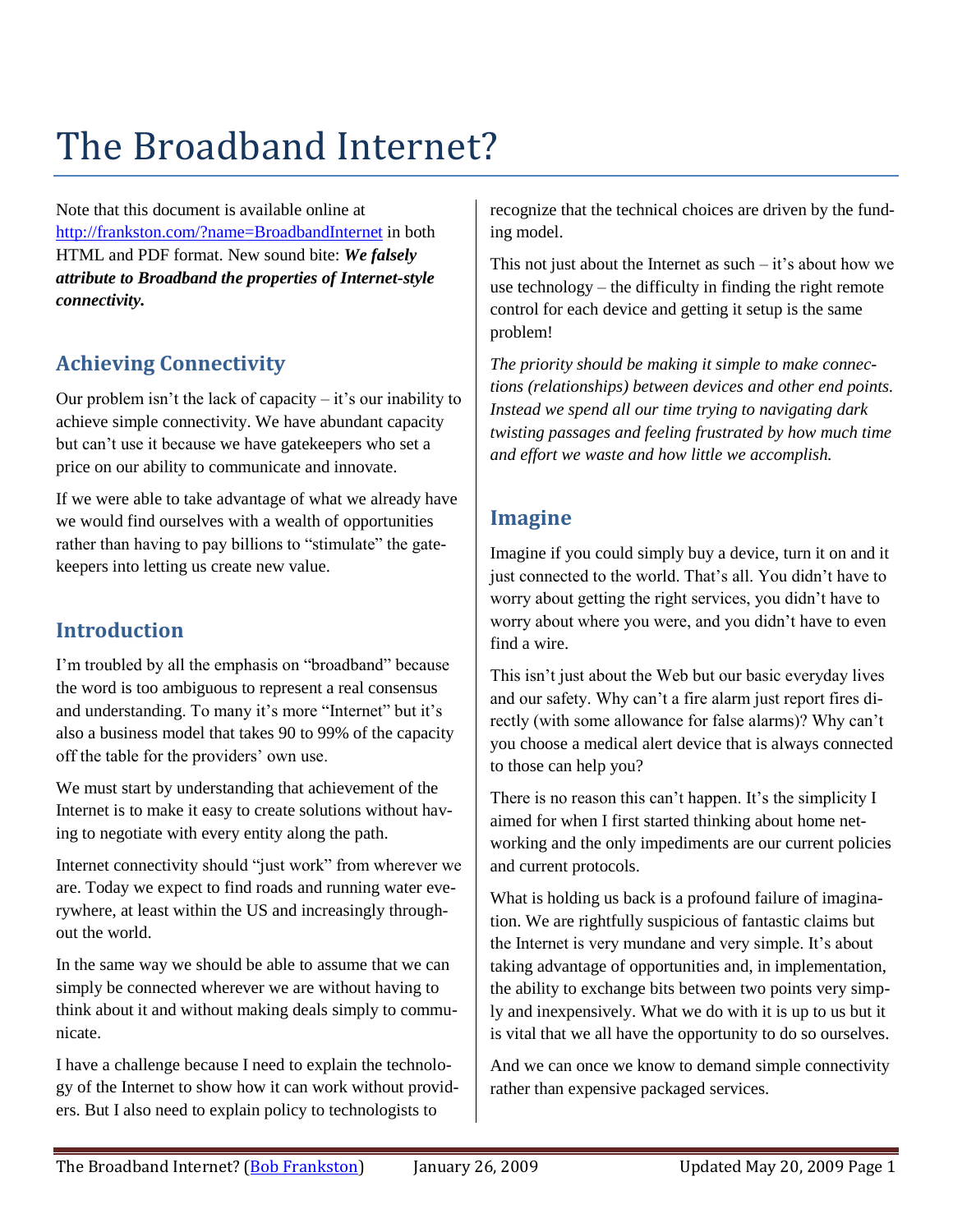# The Broadband Internet?

Note that this document is available online at http://frankston.com/?name=BroadbandInternet in both HTML and PDF format. New sound bite: ***We falsely attribute to Broadband the properties of Internet-style connectivity.***

## Achieving Connectivity

Our problem isn't the lack of capacity – it's our inability to achieve simple connectivity. We have abundant capacity but can't use it because we have gatekeepers who set a price on our ability to communicate and innovate.

If we were able to take advantage of what we already have we would find ourselves with a wealth of opportunities rather than having to pay billions to "stimulate" the gatekeepers into letting us create new value.

## Introduction

I'm troubled by all the emphasis on "broadband" because the word is too ambiguous to represent a real consensus and understanding. To many it's more "Internet" but it's also a business model that takes 90 to 99% of the capacity off the table for the providers' own use.

We must start by understanding that achievement of the Internet is to make it easy to create solutions without having to negotiate with every entity along the path.

Internet connectivity should "just work" from wherever we are. Today we expect to find roads and running water everywhere, at least within the US and increasingly throughout the world.

In the same way we should be able to assume that we can simply be connected wherever we are without having to think about it and without making deals simply to communicate.

I have a challenge because I need to explain the technology of the Internet to show how it can work without providers. But I also need to explain policy to technologists to recognize that the technical choices are driven by the funding model.

This not just about the Internet as such – it's about how we use technology – the difficulty in finding the right remote control for each device and getting it setup is the same problem!

*The priority should be making it simple to make connections (relationships) between devices and other end points. Instead we spend all our time trying to navigating dark twisting passages and feeling frustrated by how much time and effort we waste and how little we accomplish.*

## Imagine

Imagine if you could simply buy a device, turn it on and it just connected to the world. That's all. You didn't have to worry about getting the right services, you didn't have to worry about where you were, and you didn't have to even find a wire.

This isn't just about the Web but our basic everyday lives and our safety. Why can't a fire alarm just report fires directly (with some allowance for false alarms)? Why can't you choose a medical alert device that is always connected to those can help you?

There is no reason this can't happen. It's the simplicity I aimed for when I first started thinking about home networking and the only impediments are our current policies and current protocols.

What is holding us back is a profound failure of imagination. We are rightfully suspicious of fantastic claims but the Internet is very mundane and very simple. It's about taking advantage of opportunities and, in implementation, the ability to exchange bits between two points very simply and inexpensively. What we do with it is up to us but it is vital that we all have the opportunity to do so ourselves.

And we can once we know to demand simple connectivity rather than expensive packaged services.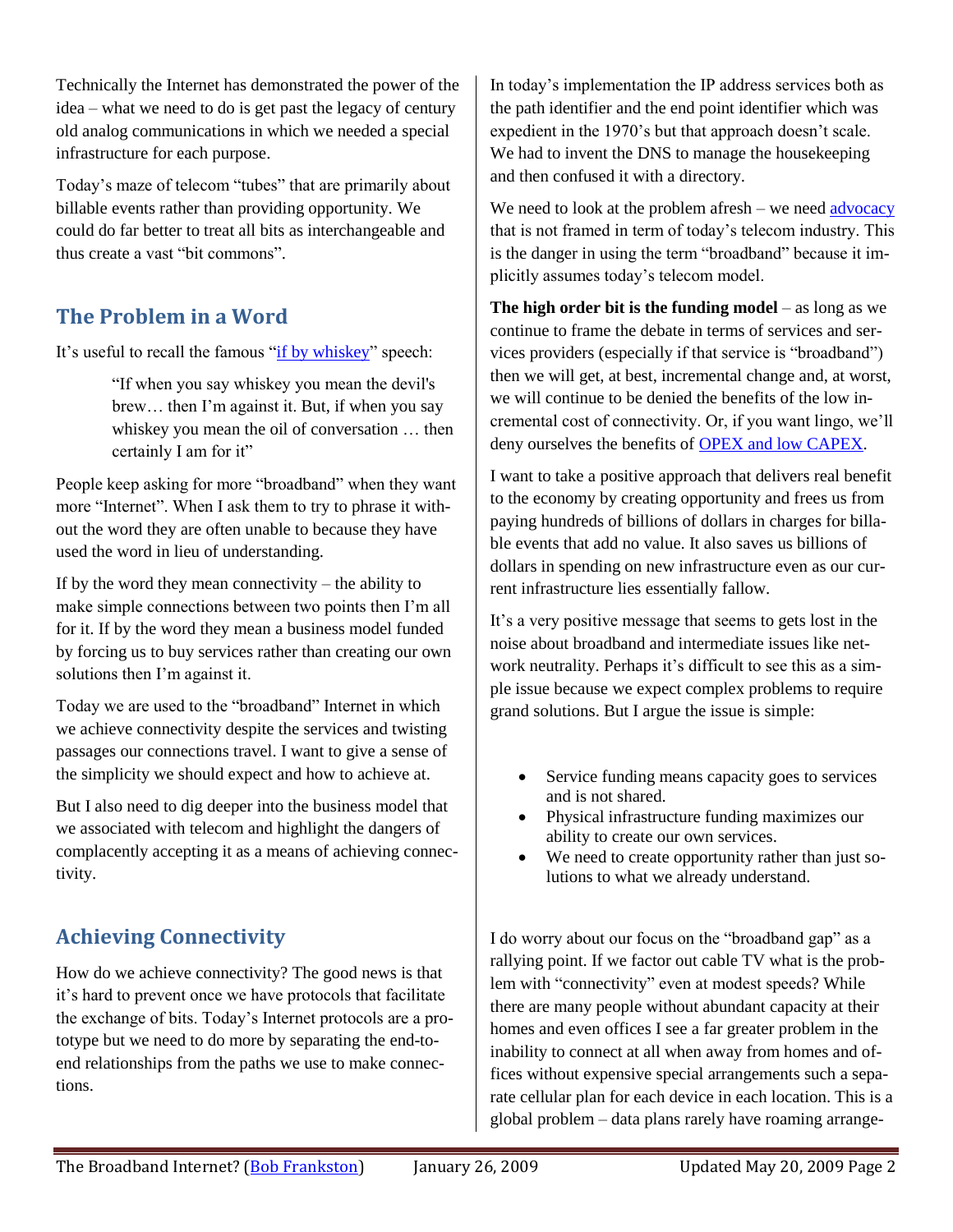Technically the Internet has demonstrated the power of the idea – what we need to do is get past the legacy of century old analog communications in which we needed a special infrastructure for each purpose.

Today's maze of telecom "tubes" that are primarily about billable events rather than providing opportunity. We could do far better to treat all bits as interchangeable and thus create a vast "bit commons".

## The Problem in a Word

It's useful to recall the famous "[if by whiskey]" speech:

> "If when you say whiskey you mean the devil's brew… then I'm against it. But, if when you say whiskey you mean the oil of conversation … then certainly I am for it"

People keep asking for more "broadband" when they want more "Internet". When I ask them to try to phrase it without the word they are often unable to because they have used the word in lieu of understanding.

If by the word they mean connectivity – the ability to make simple connections between two points then I'm all for it. If by the word they mean a business model funded by forcing us to buy services rather than creating our own solutions then I'm against it.

Today we are used to the "broadband" Internet in which we achieve connectivity despite the services and twisting passages our connections travel. I want to give a sense of the simplicity we should expect and how to achieve at.

But I also need to dig deeper into the business model that we associated with telecom and highlight the dangers of complacently accepting it as a means of achieving connectivity.

## Achieving Connectivity

How do we achieve connectivity? The good news is that it's hard to prevent once we have protocols that facilitate the exchange of bits. Today's Internet protocols are a prototype but we need to do more by separating the end-to-end relationships from the paths we use to make connections.

In today's implementation the IP address services both as the path identifier and the end point identifier which was expedient in the 1970's but that approach doesn't scale. We had to invent the DNS to manage the housekeeping and then confused it with a directory.

We need to look at the problem afresh – we need [advocacy] that is not framed in term of today's telecom industry. This is the danger in using the term "broadband" because it implicitly assumes today's telecom model.

**The high order bit is the funding model** – as long as we continue to frame the debate in terms of services and services providers (especially if that service is "broadband") then we will get, at best, incremental change and, at worst, we will continue to be denied the benefits of the low incremental cost of connectivity. Or, if you want lingo, we'll deny ourselves the benefits of [OPEX and low CAPEX].

I want to take a positive approach that delivers real benefit to the economy by creating opportunity and frees us from paying hundreds of billions of dollars in charges for billable events that add no value. It also saves us billions of dollars in spending on new infrastructure even as our current infrastructure lies essentially fallow.

It's a very positive message that seems to gets lost in the noise about broadband and intermediate issues like network neutrality. Perhaps it's difficult to see this as a simple issue because we expect complex problems to require grand solutions. But I argue the issue is simple:

- Service funding means capacity goes to services and is not shared.
- Physical infrastructure funding maximizes our ability to create our own services.
- We need to create opportunity rather than just solutions to what we already understand.

I do worry about our focus on the "broadband gap" as a rallying point. If we factor out cable TV what is the problem with "connectivity" even at modest speeds? While there are many people without abundant capacity at their homes and even offices I see a far greater problem in the inability to connect at all when away from homes and offices without expensive special arrangements such a separate cellular plan for each device in each location. This is a global problem – data plans rarely have roaming arrange-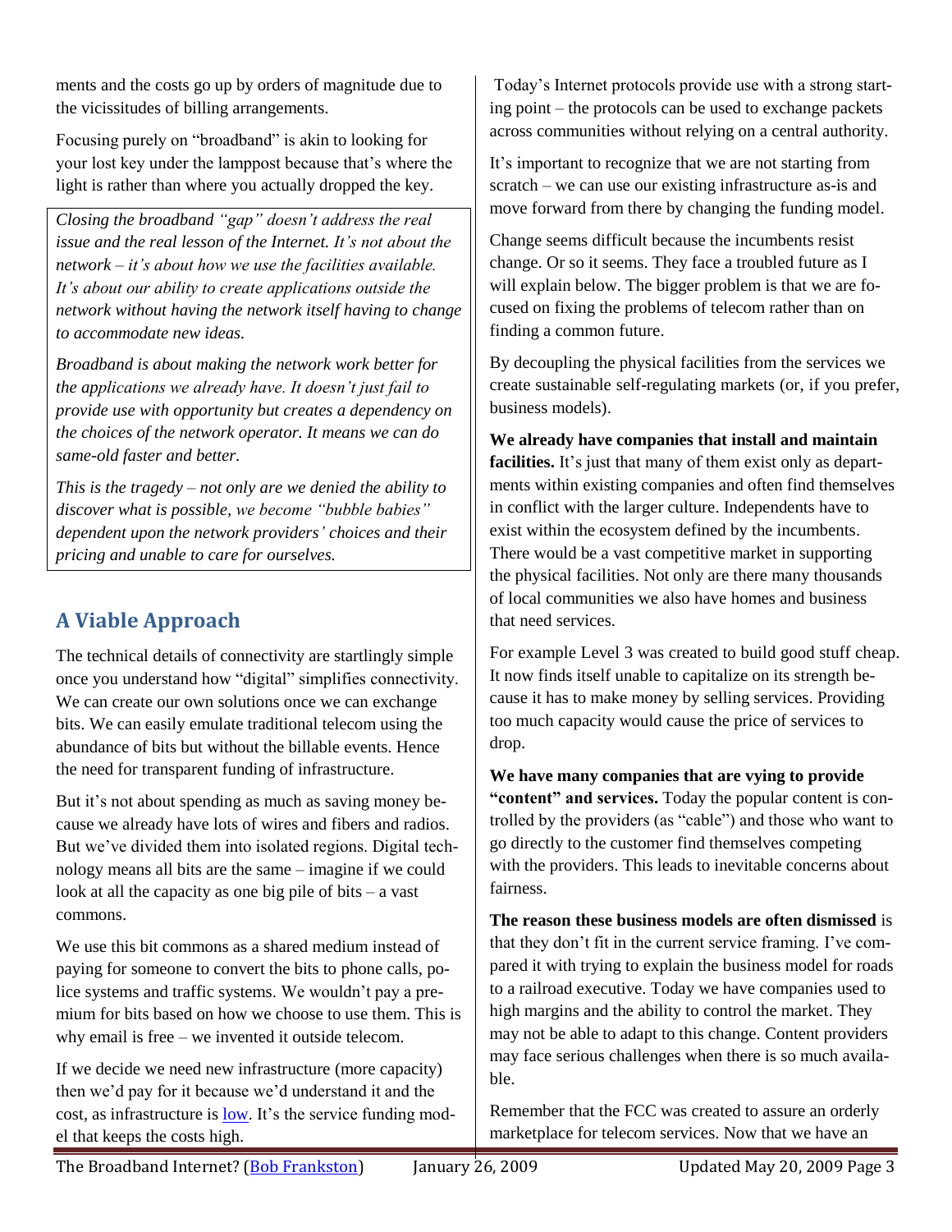ments and the costs go up by orders of magnitude due to the vicissitudes of billing arrangements.

Focusing purely on "broadband" is akin to looking for your lost key under the lamppost because that's where the light is rather than where you actually dropped the key.

> *Closing the broadband "gap" doesn't address the real issue and the real lesson of the Internet. It's not about the network – it's about how we use the facilities available. It's about our ability to create applications outside the network without having the network itself having to change to accommodate new ideas.*
>
> *Broadband is about making the network work better for the applications we already have. It doesn't just fail to provide use with opportunity but creates a dependency on the choices of the network operator. It means we can do same-old faster and better.*
>
> *This is the tragedy – not only are we denied the ability to discover what is possible, we become "bubble babies" dependent upon the network providers' choices and their pricing and unable to care for ourselves.*

## A Viable Approach

The technical details of connectivity are startlingly simple once you understand how "digital" simplifies connectivity. We can create our own solutions once we can exchange bits. We can easily emulate traditional telecom using the abundance of bits but without the billable events. Hence the need for transparent funding of infrastructure.

But it's not about spending as much as saving money because we already have lots of wires and fibers and radios. But we've divided them into isolated regions. Digital technology means all bits are the same – imagine if we could look at all the capacity as one big pile of bits – a vast commons.

We use this bit commons as a shared medium instead of paying for someone to convert the bits to phone calls, police systems and traffic systems. We wouldn't pay a premium for bits based on how we choose to use them. This is why email is free – we invented it outside telecom.

If we decide we need new infrastructure (more capacity) then we'd pay for it because we'd understand it and the cost, as infrastructure is low. It's the service funding model that keeps the costs high.

Today's Internet protocols provide use with a strong starting point – the protocols can be used to exchange packets across communities without relying on a central authority.

It's important to recognize that we are not starting from scratch – we can use our existing infrastructure as-is and move forward from there by changing the funding model.

Change seems difficult because the incumbents resist change. Or so it seems. They face a troubled future as I will explain below. The bigger problem is that we are focused on fixing the problems of telecom rather than on finding a common future.

By decoupling the physical facilities from the services we create sustainable self-regulating markets (or, if you prefer, business models).

**We already have companies that install and maintain facilities.** It's just that many of them exist only as departments within existing companies and often find themselves in conflict with the larger culture. Independents have to exist within the ecosystem defined by the incumbents. There would be a vast competitive market in supporting the physical facilities. Not only are there many thousands of local communities we also have homes and business that need services.

For example Level 3 was created to build good stuff cheap. It now finds itself unable to capitalize on its strength because it has to make money by selling services. Providing too much capacity would cause the price of services to drop.

**We have many companies that are vying to provide "content" and services.** Today the popular content is controlled by the providers (as "cable") and those who want to go directly to the customer find themselves competing with the providers. This leads to inevitable concerns about fairness.

**The reason these business models are often dismissed** is that they don't fit in the current service framing. I've compared it with trying to explain the business model for roads to a railroad executive. Today we have companies used to high margins and the ability to control the market. They may not be able to adapt to this change. Content providers may face serious challenges when there is so much available.

Remember that the FCC was created to assure an orderly marketplace for telecom services. Now that we have an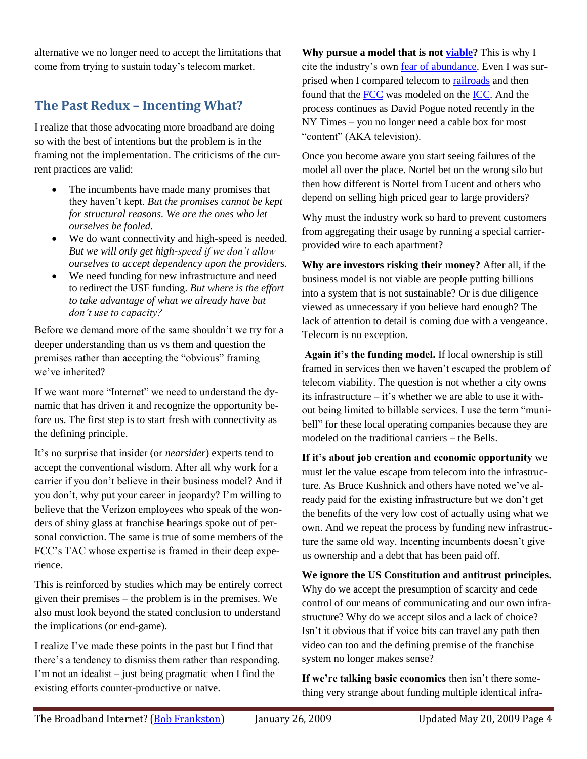alternative we no longer need to accept the limitations that come from trying to sustain today's telecom market.

## The Past Redux – Incenting What?

I realize that those advocating more broadband are doing so with the best of intentions but the problem is in the framing not the implementation. The criticisms of the current practices are valid:

- The incumbents have made many promises that they haven't kept. *But the promises cannot be kept for structural reasons. We are the ones who let ourselves be fooled.*
- We do want connectivity and high-speed is needed. *But we will only get high-speed if we don't allow ourselves to accept dependency upon the providers.*
- We need funding for new infrastructure and need to redirect the USF funding. *But where is the effort to take advantage of what we already have but don't use to capacity?*

Before we demand more of the same shouldn't we try for a deeper understanding than us vs them and question the premises rather than accepting the "obvious" framing we've inherited?

If we want more "Internet" we need to understand the dynamic that has driven it and recognize the opportunity before us. The first step is to start fresh with connectivity as the defining principle.

It's no surprise that insider (or *nearsider*) experts tend to accept the conventional wisdom. After all why work for a carrier if you don't believe in their business model? And if you don't, why put your career in jeopardy? I'm willing to believe that the Verizon employees who speak of the wonders of shiny glass at franchise hearings spoke out of personal conviction. The same is true of some members of the FCC's TAC whose expertise is framed in their deep experience.

This is reinforced by studies which may be entirely correct given their premises – the problem is in the premises. We also must look beyond the stated conclusion to understand the implications (or end-game).

I realize I've made these points in the past but I find that there's a tendency to dismiss them rather than responding. I'm not an idealist – just being pragmatic when I find the existing efforts counter-productive or naïve.

**Why pursue a model that is not viable?** This is why I cite the industry's own fear of abundance. Even I was surprised when I compared telecom to railroads and then found that the FCC was modeled on the ICC. And the process continues as David Pogue noted recently in the NY Times – you no longer need a cable box for most "content" (AKA television).

Once you become aware you start seeing failures of the model all over the place. Nortel bet on the wrong silo but then how different is Nortel from Lucent and others who depend on selling high priced gear to large providers?

Why must the industry work so hard to prevent customers from aggregating their usage by running a special carrier-provided wire to each apartment?

**Why are investors risking their money?** After all, if the business model is not viable are people putting billions into a system that is not sustainable? Or is due diligence viewed as unnecessary if you believe hard enough? The lack of attention to detail is coming due with a vengeance. Telecom is no exception.

**Again it's the funding model.** If local ownership is still framed in services then we haven't escaped the problem of telecom viability. The question is not whether a city owns its infrastructure – it's whether we are able to use it without being limited to billable services. I use the term "munibell" for these local operating companies because they are modeled on the traditional carriers – the Bells.

**If it's about job creation and economic opportunity** we must let the value escape from telecom into the infrastructure. As Bruce Kushnick and others have noted we've already paid for the existing infrastructure but we don't get the benefits of the very low cost of actually using what we own. And we repeat the process by funding new infrastructure the same old way. Incenting incumbents doesn't give us ownership and a debt that has been paid off.

**We ignore the US Constitution and antitrust principles.** Why do we accept the presumption of scarcity and cede control of our means of communicating and our own infrastructure? Why do we accept silos and a lack of choice? Isn't it obvious that if voice bits can travel any path then video can too and the defining premise of the franchise system no longer makes sense?

**If we're talking basic economics** then isn't there something very strange about funding multiple identical infra-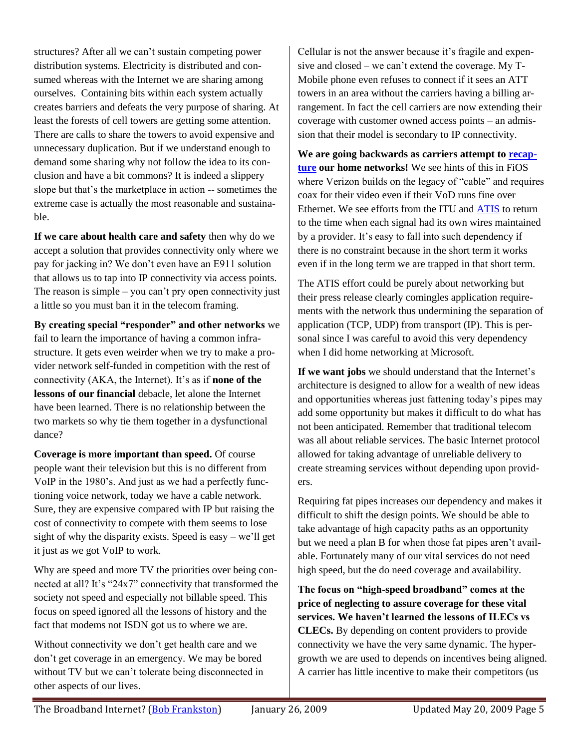structures? After all we can't sustain competing power distribution systems. Electricity is distributed and consumed whereas with the Internet we are sharing among ourselves. Containing bits within each system actually creates barriers and defeats the very purpose of sharing. At least the forests of cell towers are getting some attention. There are calls to share the towers to avoid expensive and unnecessary duplication. But if we understand enough to demand some sharing why not follow the idea to its conclusion and have a bit commons? It is indeed a slippery slope but that's the marketplace in action -- sometimes the extreme case is actually the most reasonable and sustainable.

**If we care about health care and safety** then why do we accept a solution that provides connectivity only where we pay for jacking in? We don't even have an E911 solution that allows us to tap into IP connectivity via access points. The reason is simple – you can't pry open connectivity just a little so you must ban it in the telecom framing.

**By creating special "responder" and other networks** we fail to learn the importance of having a common infrastructure. It gets even weirder when we try to make a provider network self-funded in competition with the rest of connectivity (AKA, the Internet). It's as if **none of the lessons of our financial** debacle, let alone the Internet have been learned. There is no relationship between the two markets so why tie them together in a dysfunctional dance?

**Coverage is more important than speed.** Of course people want their television but this is no different from VoIP in the 1980's. And just as we had a perfectly functioning voice network, today we have a cable network. Sure, they are expensive compared with IP but raising the cost of connectivity to compete with them seems to lose sight of why the disparity exists. Speed is easy – we'll get it just as we got VoIP to work.

Why are speed and more TV the priorities over being connected at all? It's "24x7" connectivity that transformed the society not speed and especially not billable speed. This focus on speed ignored all the lessons of history and the fact that modems not ISDN got us to where we are.

Without connectivity we don't get health care and we don't get coverage in an emergency. We may be bored without TV but we can't tolerate being disconnected in other aspects of our lives.

Cellular is not the answer because it's fragile and expensive and closed – we can't extend the coverage. My T-Mobile phone even refuses to connect if it sees an ATT towers in an area without the carriers having a billing arrangement. In fact the cell carriers are now extending their coverage with customer owned access points – an admission that their model is secondary to IP connectivity.

**We are going backwards as carriers attempt to recapture our home networks!** We see hints of this in FiOS where Verizon builds on the legacy of "cable" and requires coax for their video even if their VoD runs fine over Ethernet. We see efforts from the ITU and ATIS to return to the time when each signal had its own wires maintained by a provider. It's easy to fall into such dependency if there is no constraint because in the short term it works even if in the long term we are trapped in that short term.

The ATIS effort could be purely about networking but their press release clearly comingles application requirements with the network thus undermining the separation of application (TCP, UDP) from transport (IP). This is personal since I was careful to avoid this very dependency when I did home networking at Microsoft.

**If we want jobs** we should understand that the Internet's architecture is designed to allow for a wealth of new ideas and opportunities whereas just fattening today's pipes may add some opportunity but makes it difficult to do what has not been anticipated. Remember that traditional telecom was all about reliable services. The basic Internet protocol allowed for taking advantage of unreliable delivery to create streaming services without depending upon providers.

Requiring fat pipes increases our dependency and makes it difficult to shift the design points. We should be able to take advantage of high capacity paths as an opportunity but we need a plan B for when those fat pipes aren't available. Fortunately many of our vital services do not need high speed, but the do need coverage and availability.

**The focus on "high-speed broadband" comes at the price of neglecting to assure coverage for these vital services. We haven't learned the lessons of ILECs vs CLECs.** By depending on content providers to provide connectivity we have the very same dynamic. The hypergrowth we are used to depends on incentives being aligned. A carrier has little incentive to make their competitors (us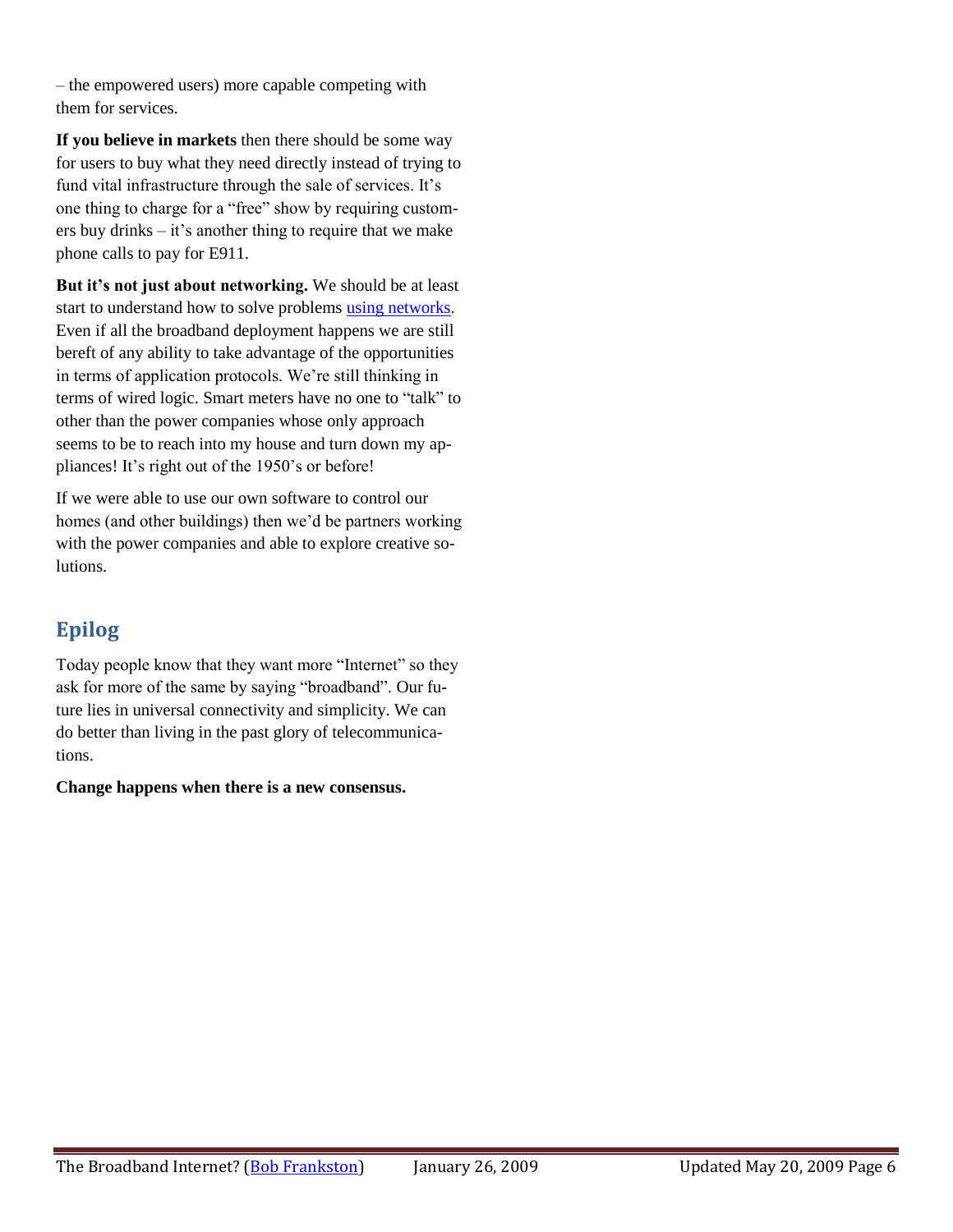– the empowered users) more capable competing with them for services.

**If you believe in markets** then there should be some way for users to buy what they need directly instead of trying to fund vital infrastructure through the sale of services. It's one thing to charge for a "free" show by requiring customers buy drinks – it's another thing to require that we make phone calls to pay for E911.

**But it's not just about networking.** We should be at least start to understand how to solve problems using networks. Even if all the broadband deployment happens we are still bereft of any ability to take advantage of the opportunities in terms of application protocols. We're still thinking in terms of wired logic. Smart meters have no one to "talk" to other than the power companies whose only approach seems to be to reach into my house and turn down my appliances! It's right out of the 1950's or before!

If we were able to use our own software to control our homes (and other buildings) then we'd be partners working with the power companies and able to explore creative solutions.

## Epilog

Today people know that they want more "Internet" so they ask for more of the same by saying "broadband". Our future lies in universal connectivity and simplicity. We can do better than living in the past glory of telecommunications.

**Change happens when there is a new consensus.**